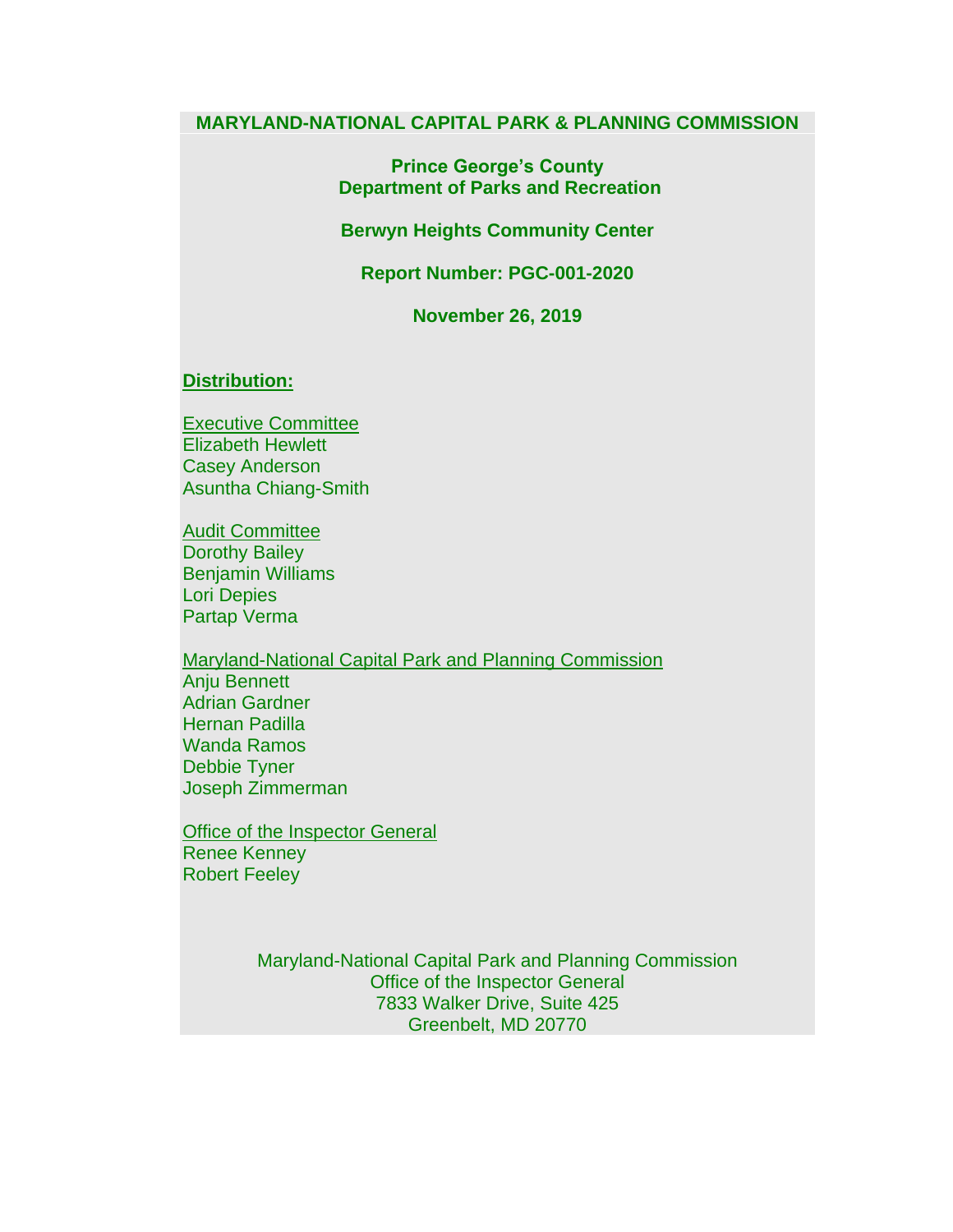# MARYLAND-NATIONAL CAPITAL PARK & PLANNING COMMISSION

## Prince George's County
## Department of Parks and Recreation

## Berwyn Heights Community Center

## Report Number: PGC-001-2020

## November 26, 2019

**Distribution:**

Executive Committee
Elizabeth Hewlett
Casey Anderson
Asuntha Chiang-Smith

Audit Committee
Dorothy Bailey
Benjamin Williams
Lori Depies
Partap Verma

Maryland-National Capital Park and Planning Commission
Anju Bennett
Adrian Gardner
Hernan Padilla
Wanda Ramos
Debbie Tyner
Joseph Zimmerman

Office of the Inspector General
Renee Kenney
Robert Feeley

Maryland-National Capital Park and Planning Commission
Office of the Inspector General
7833 Walker Drive, Suite 425
Greenbelt, MD 20770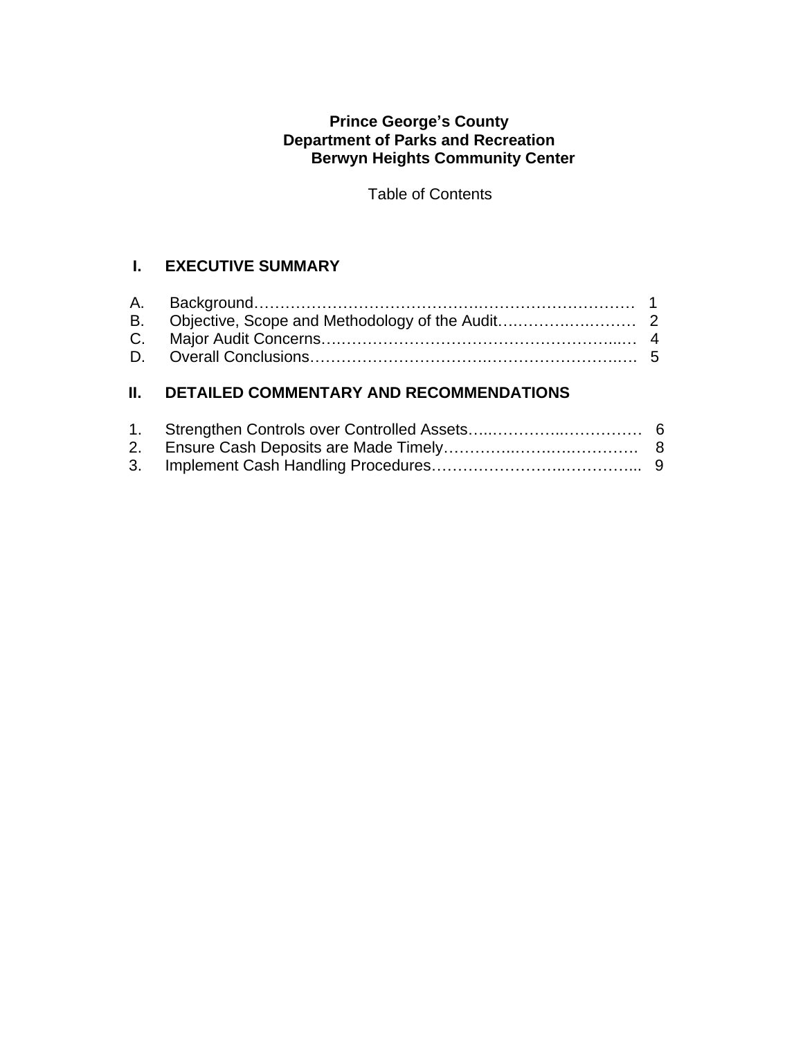**Prince George's County**
**Department of Parks and Recreation**
**Berwyn Heights Community Center**

Table of Contents

## I. EXECUTIVE SUMMARY

A. Background………………………………………………………………… 1
B. Objective, Scope and Methodology of the Audit……………………… 2
C. Major Audit Concerns…………………………………………………… 4
D. Overall Conclusions……………………………………………………… 5

## II. DETAILED COMMENTARY AND RECOMMENDATIONS

1. Strengthen Controls over Controlled Assets……………………………… 6
2. Ensure Cash Deposits are Made Timely…………………………………… 8
3. Implement Cash Handling Procedures……………………………………… 9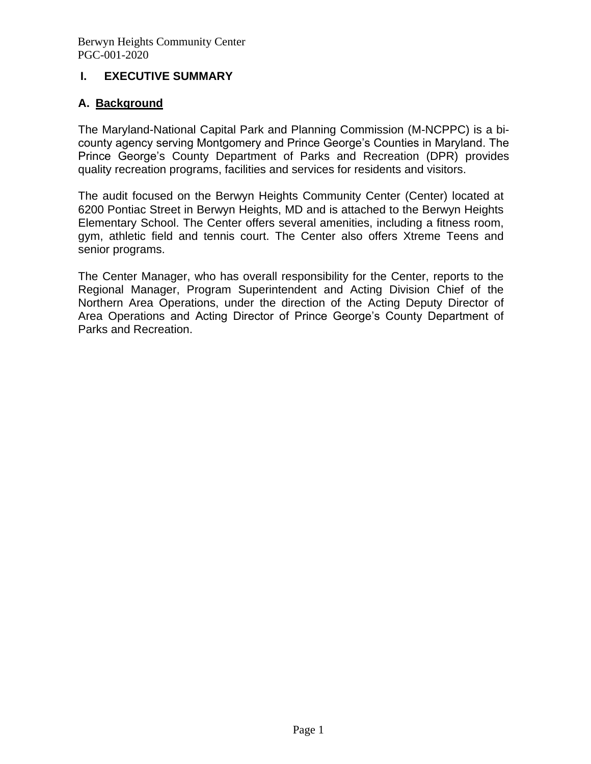# I. EXECUTIVE SUMMARY

## A. Background

The Maryland-National Capital Park and Planning Commission (M-NCPPC) is a bi-county agency serving Montgomery and Prince George's Counties in Maryland. The Prince George's County Department of Parks and Recreation (DPR) provides quality recreation programs, facilities and services for residents and visitors.

The audit focused on the Berwyn Heights Community Center (Center) located at 6200 Pontiac Street in Berwyn Heights, MD and is attached to the Berwyn Heights Elementary School. The Center offers several amenities, including a fitness room, gym, athletic field and tennis court. The Center also offers Xtreme Teens and senior programs.

The Center Manager, who has overall responsibility for the Center, reports to the Regional Manager, Program Superintendent and Acting Division Chief of the Northern Area Operations, under the direction of the Acting Deputy Director of Area Operations and Acting Director of Prince George's County Department of Parks and Recreation.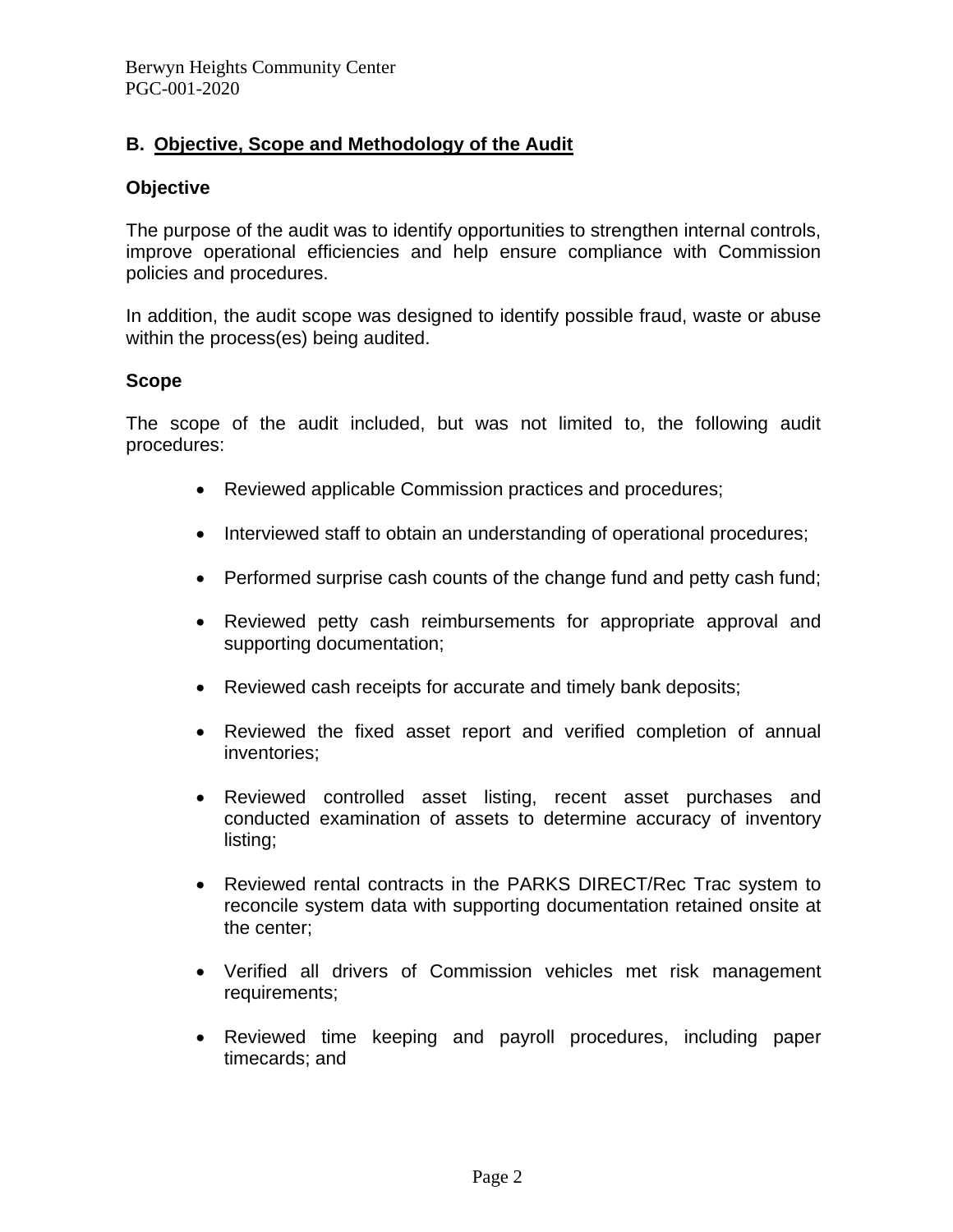## B. Objective, Scope and Methodology of the Audit

### Objective

The purpose of the audit was to identify opportunities to strengthen internal controls, improve operational efficiencies and help ensure compliance with Commission policies and procedures.

In addition, the audit scope was designed to identify possible fraud, waste or abuse within the process(es) being audited.

### Scope

The scope of the audit included, but was not limited to, the following audit procedures:

- Reviewed applicable Commission practices and procedures;
- Interviewed staff to obtain an understanding of operational procedures;
- Performed surprise cash counts of the change fund and petty cash fund;
- Reviewed petty cash reimbursements for appropriate approval and supporting documentation;
- Reviewed cash receipts for accurate and timely bank deposits;
- Reviewed the fixed asset report and verified completion of annual inventories;
- Reviewed controlled asset listing, recent asset purchases and conducted examination of assets to determine accuracy of inventory listing;
- Reviewed rental contracts in the PARKS DIRECT/Rec Trac system to reconcile system data with supporting documentation retained onsite at the center;
- Verified all drivers of Commission vehicles met risk management requirements;
- Reviewed time keeping and payroll procedures, including paper timecards; and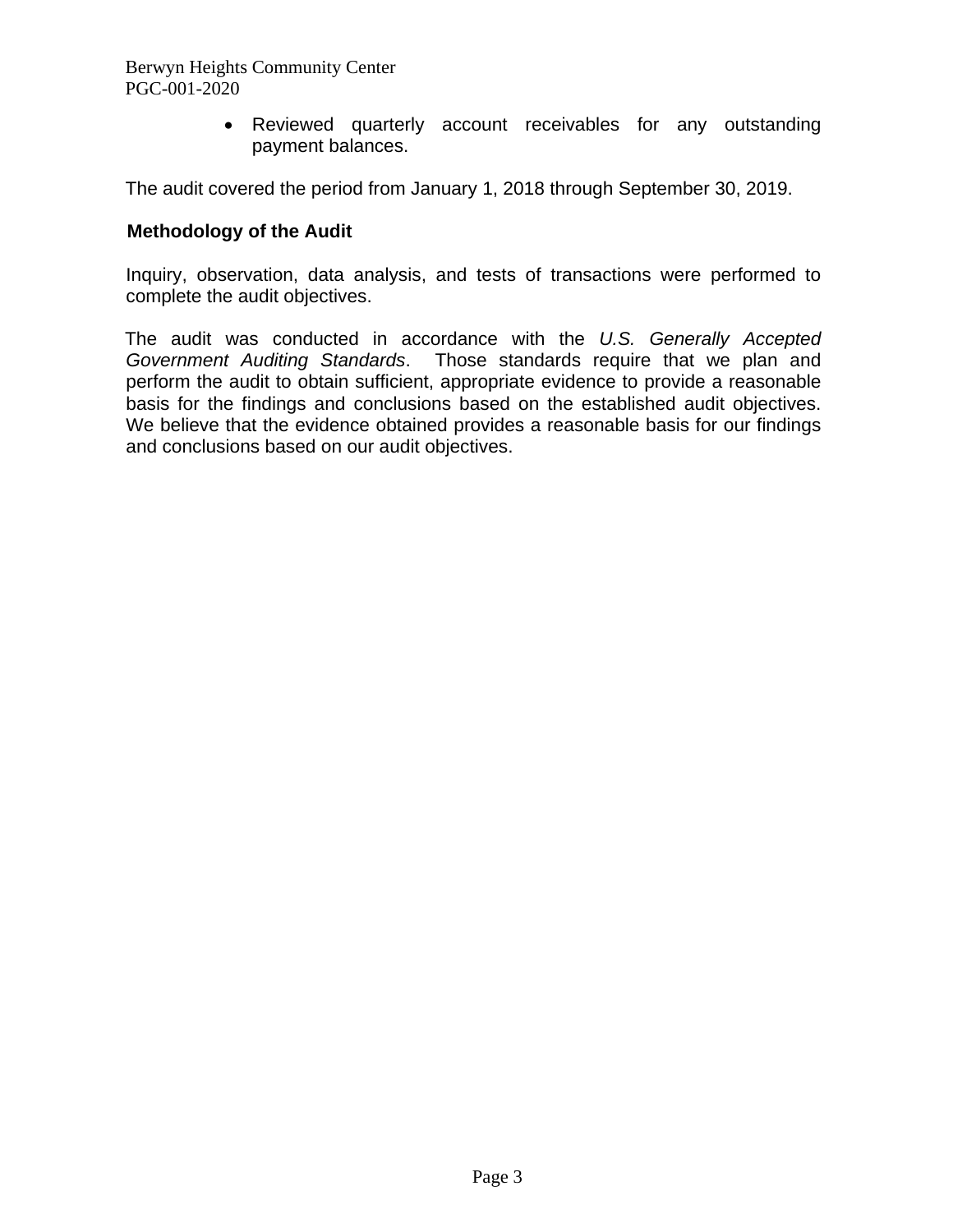- Reviewed quarterly account receivables for any outstanding payment balances.

The audit covered the period from January 1, 2018 through September 30, 2019.

## Methodology of the Audit

Inquiry, observation, data analysis, and tests of transactions were performed to complete the audit objectives.

The audit was conducted in accordance with the *U.S. Generally Accepted Government Auditing Standards*. Those standards require that we plan and perform the audit to obtain sufficient, appropriate evidence to provide a reasonable basis for the findings and conclusions based on the established audit objectives. We believe that the evidence obtained provides a reasonable basis for our findings and conclusions based on our audit objectives.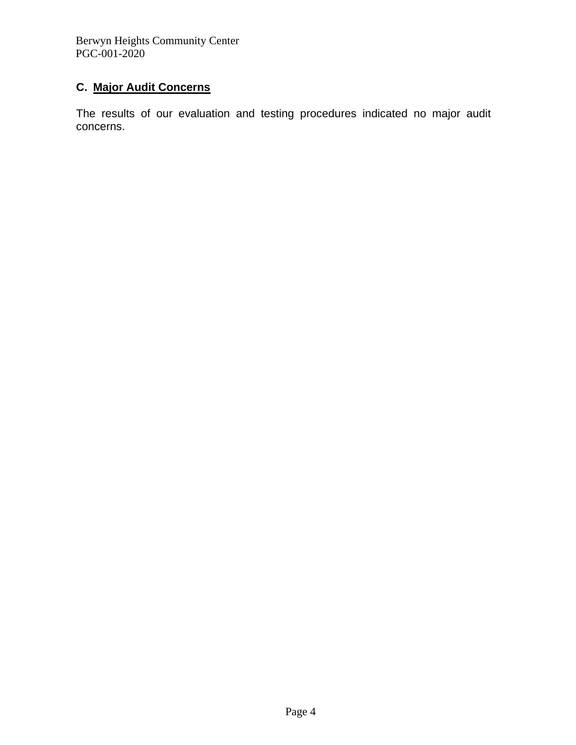## C. Major Audit Concerns

The results of our evaluation and testing procedures indicated no major audit concerns.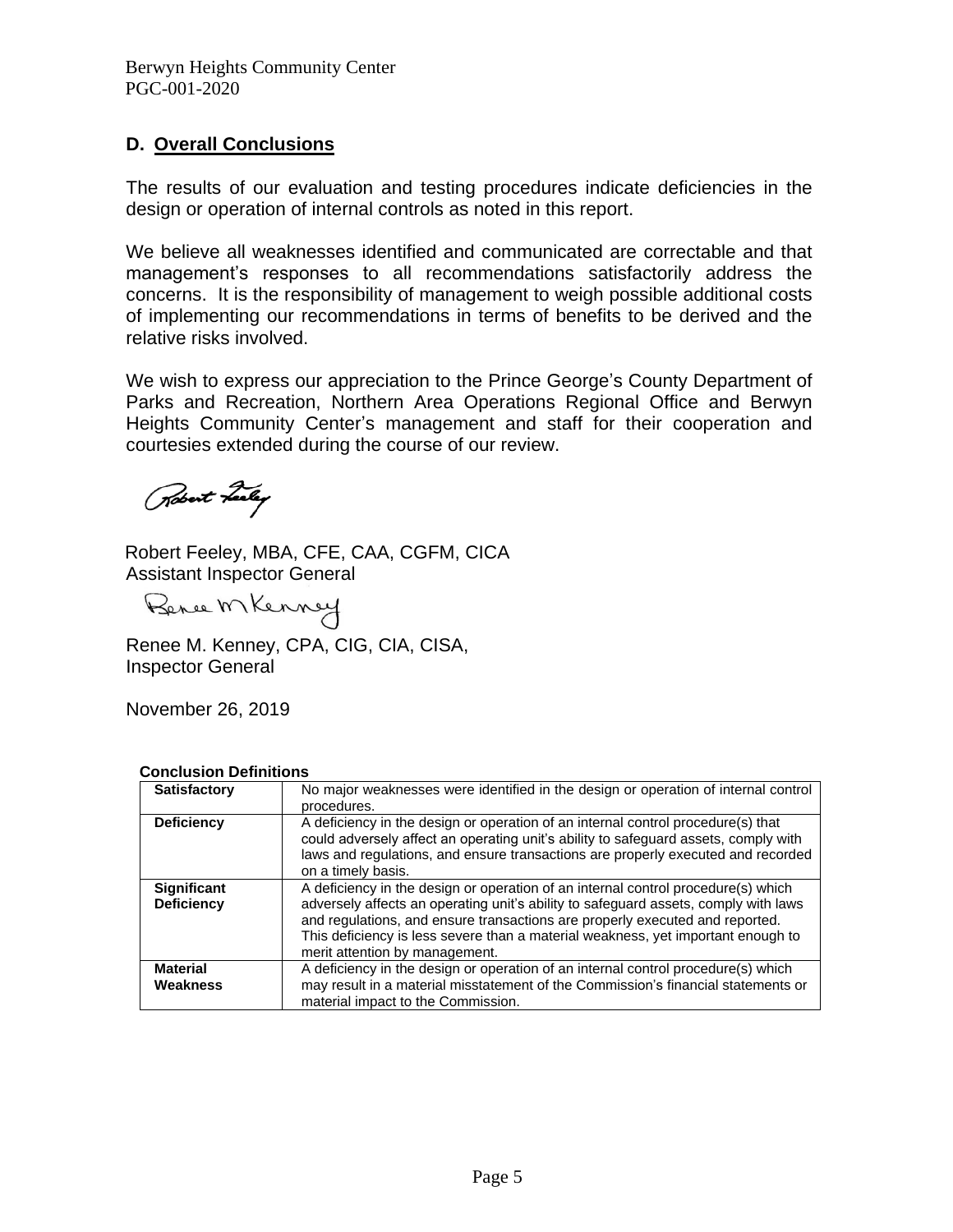## D. Overall Conclusions

The results of our evaluation and testing procedures indicate deficiencies in the design or operation of internal controls as noted in this report.

We believe all weaknesses identified and communicated are correctable and that management's responses to all recommendations satisfactorily address the concerns. It is the responsibility of management to weigh possible additional costs of implementing our recommendations in terms of benefits to be derived and the relative risks involved.

We wish to express our appreciation to the Prince George's County Department of Parks and Recreation, Northern Area Operations Regional Office and Berwyn Heights Community Center's management and staff for their cooperation and courtesies extended during the course of our review.

Robert Feeley, MBA, CFE, CAA, CGFM, CICA
Assistant Inspector General

Renee M. Kenney, CPA, CIG, CIA, CISA,
Inspector General

November 26, 2019

**Conclusion Definitions**

| | |
|---|---|
| **Satisfactory** | No major weaknesses were identified in the design or operation of internal control procedures. |
| **Deficiency** | A deficiency in the design or operation of an internal control procedure(s) that could adversely affect an operating unit's ability to safeguard assets, comply with laws and regulations, and ensure transactions are properly executed and recorded on a timely basis. |
| **Significant Deficiency** | A deficiency in the design or operation of an internal control procedure(s) which adversely affects an operating unit's ability to safeguard assets, comply with laws and regulations, and ensure transactions are properly executed and reported. This deficiency is less severe than a material weakness, yet important enough to merit attention by management. |
| **Material Weakness** | A deficiency in the design or operation of an internal control procedure(s) which may result in a material misstatement of the Commission's financial statements or material impact to the Commission. |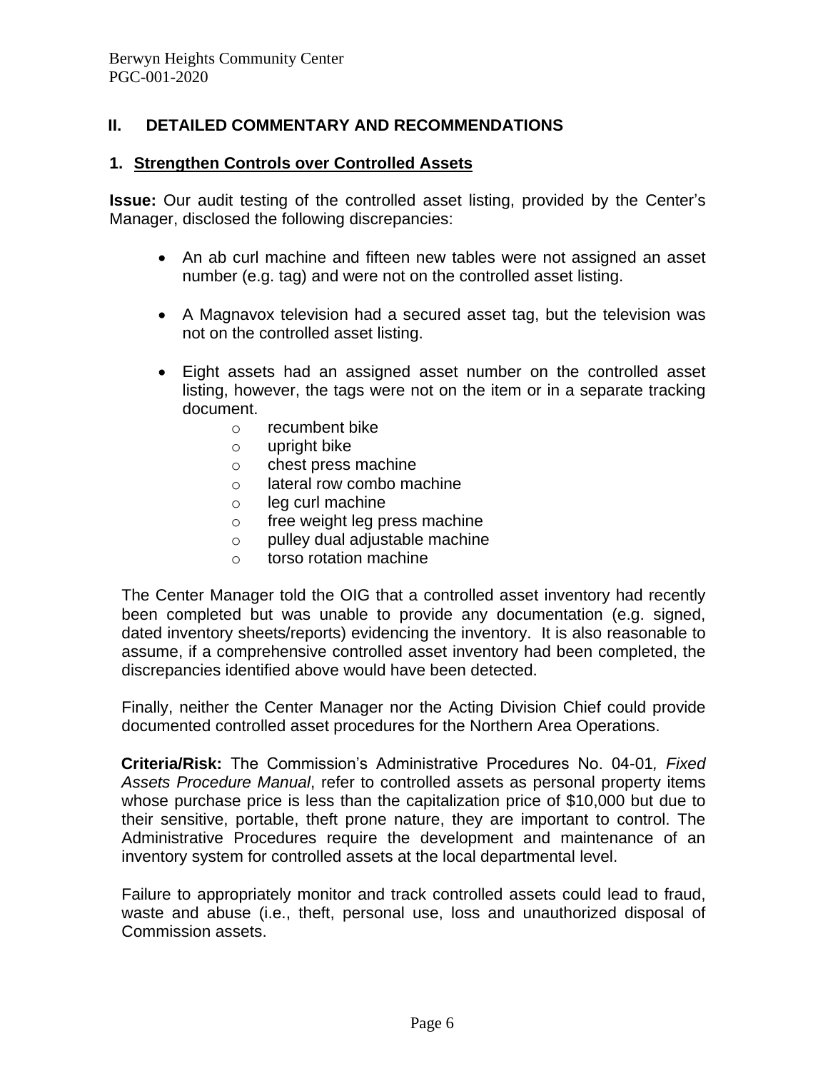## II. DETAILED COMMENTARY AND RECOMMENDATIONS

### 1. Strengthen Controls over Controlled Assets

**Issue:** Our audit testing of the controlled asset listing, provided by the Center's Manager, disclosed the following discrepancies:

- An ab curl machine and fifteen new tables were not assigned an asset number (e.g. tag) and were not on the controlled asset listing.
- A Magnavox television had a secured asset tag, but the television was not on the controlled asset listing.
- Eight assets had an assigned asset number on the controlled asset listing, however, the tags were not on the item or in a separate tracking document.
  - recumbent bike
  - upright bike
  - chest press machine
  - lateral row combo machine
  - leg curl machine
  - free weight leg press machine
  - pulley dual adjustable machine
  - torso rotation machine

The Center Manager told the OIG that a controlled asset inventory had recently been completed but was unable to provide any documentation (e.g. signed, dated inventory sheets/reports) evidencing the inventory. It is also reasonable to assume, if a comprehensive controlled asset inventory had been completed, the discrepancies identified above would have been detected.

Finally, neither the Center Manager nor the Acting Division Chief could provide documented controlled asset procedures for the Northern Area Operations.

**Criteria/Risk:** The Commission's Administrative Procedures No. 04-01, *Fixed Assets Procedure Manual*, refer to controlled assets as personal property items whose purchase price is less than the capitalization price of $10,000 but due to their sensitive, portable, theft prone nature, they are important to control. The Administrative Procedures require the development and maintenance of an inventory system for controlled assets at the local departmental level.

Failure to appropriately monitor and track controlled assets could lead to fraud, waste and abuse (i.e., theft, personal use, loss and unauthorized disposal of Commission assets.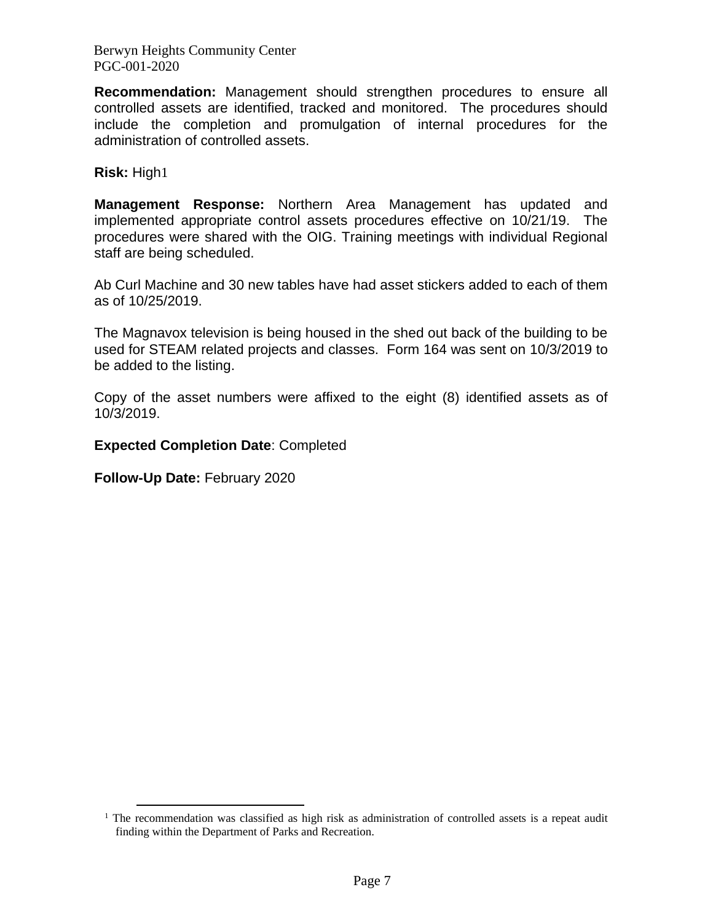**Recommendation:** Management should strengthen procedures to ensure all controlled assets are identified, tracked and monitored. The procedures should include the completion and promulgation of internal procedures for the administration of controlled assets.

**Risk:** High[1]

**Management Response:** Northern Area Management has updated and implemented appropriate control assets procedures effective on 10/21/19. The procedures were shared with the OIG. Training meetings with individual Regional staff are being scheduled.

Ab Curl Machine and 30 new tables have had asset stickers added to each of them as of 10/25/2019.

The Magnavox television is being housed in the shed out back of the building to be used for STEAM related projects and classes. Form 164 was sent on 10/3/2019 to be added to the listing.

Copy of the asset numbers were affixed to the eight (8) identified assets as of 10/3/2019.

**Expected Completion Date**: Completed

**Follow-Up Date:** February 2020

[1] The recommendation was classified as high risk as administration of controlled assets is a repeat audit finding within the Department of Parks and Recreation.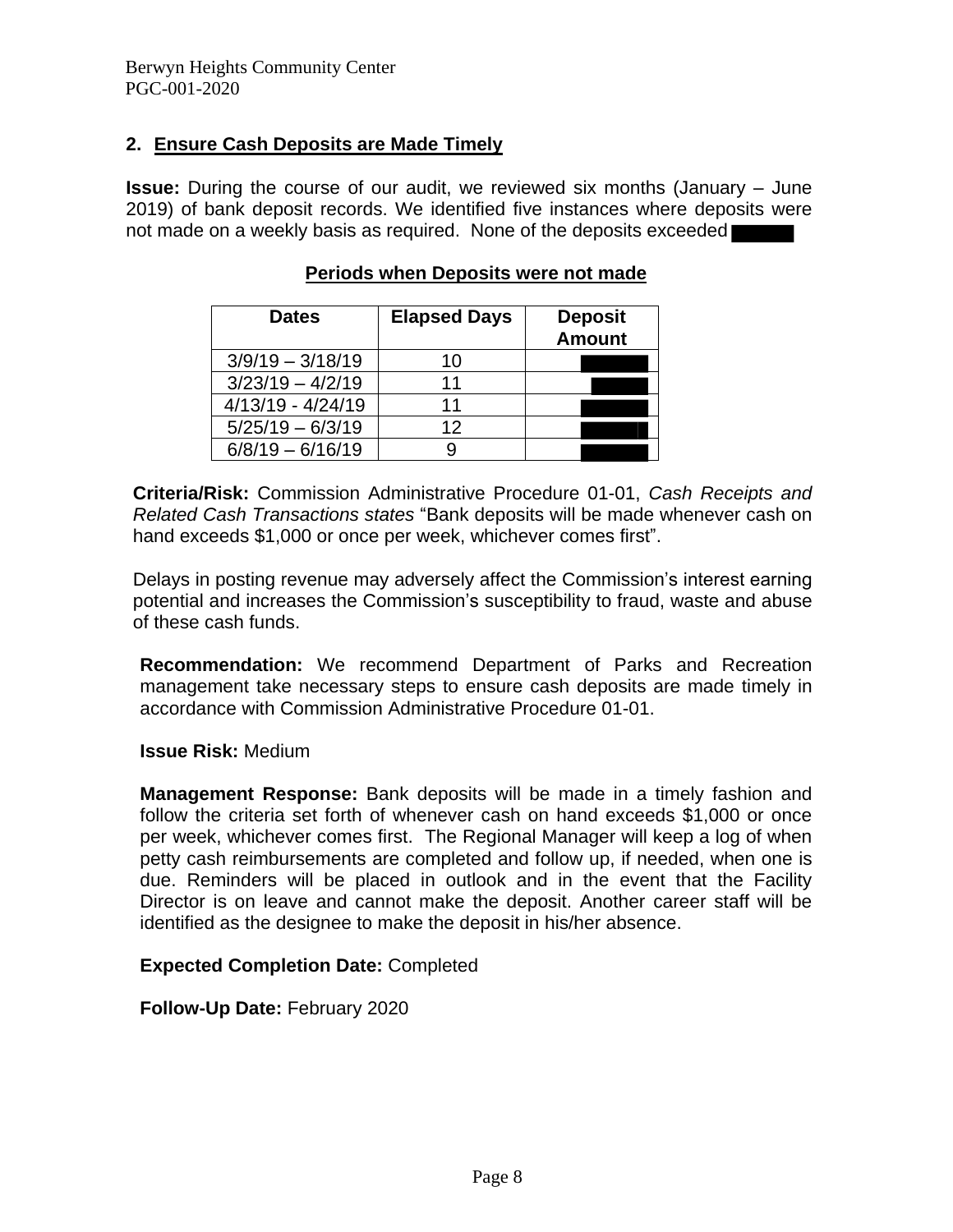## 2. Ensure Cash Deposits are Made Timely

**Issue:** During the course of our audit, we reviewed six months (January – June 2019) of bank deposit records. We identified five instances where deposits were not made on a weekly basis as required. None of the deposits exceeded

**Periods when Deposits were not made**

| Dates | Elapsed Days | Deposit Amount |
|---|---|---|
| 3/9/19 – 3/18/19 | 10 | |
| 3/23/19 – 4/2/19 | 11 | |
| 4/13/19 - 4/24/19 | 11 | |
| 5/25/19 – 6/3/19 | 12 | |
| 6/8/19 – 6/16/19 | 9 | |

**Criteria/Risk:** Commission Administrative Procedure 01-01, *Cash Receipts and Related Cash Transactions states* "Bank deposits will be made whenever cash on hand exceeds $1,000 or once per week, whichever comes first".

Delays in posting revenue may adversely affect the Commission's interest earning potential and increases the Commission's susceptibility to fraud, waste and abuse of these cash funds.

**Recommendation:** We recommend Department of Parks and Recreation management take necessary steps to ensure cash deposits are made timely in accordance with Commission Administrative Procedure 01-01.

**Issue Risk:** Medium

**Management Response:** Bank deposits will be made in a timely fashion and follow the criteria set forth of whenever cash on hand exceeds $1,000 or once per week, whichever comes first. The Regional Manager will keep a log of when petty cash reimbursements are completed and follow up, if needed, when one is due. Reminders will be placed in outlook and in the event that the Facility Director is on leave and cannot make the deposit. Another career staff will be identified as the designee to make the deposit in his/her absence.

**Expected Completion Date:** Completed

**Follow-Up Date:** February 2020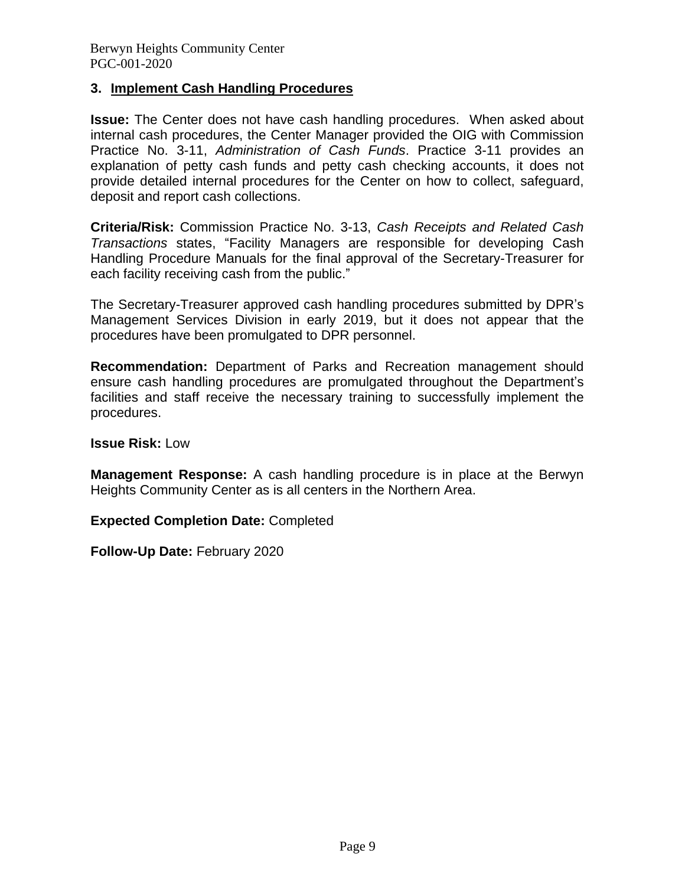### 3. Implement Cash Handling Procedures

**Issue:** The Center does not have cash handling procedures. When asked about internal cash procedures, the Center Manager provided the OIG with Commission Practice No. 3-11, *Administration of Cash Funds*. Practice 3-11 provides an explanation of petty cash funds and petty cash checking accounts, it does not provide detailed internal procedures for the Center on how to collect, safeguard, deposit and report cash collections.

**Criteria/Risk:** Commission Practice No. 3-13, *Cash Receipts and Related Cash Transactions* states, "Facility Managers are responsible for developing Cash Handling Procedure Manuals for the final approval of the Secretary-Treasurer for each facility receiving cash from the public."

The Secretary-Treasurer approved cash handling procedures submitted by DPR's Management Services Division in early 2019, but it does not appear that the procedures have been promulgated to DPR personnel.

**Recommendation:** Department of Parks and Recreation management should ensure cash handling procedures are promulgated throughout the Department's facilities and staff receive the necessary training to successfully implement the procedures.

**Issue Risk:** Low

**Management Response:** A cash handling procedure is in place at the Berwyn Heights Community Center as is all centers in the Northern Area.

**Expected Completion Date:** Completed

**Follow-Up Date:** February 2020